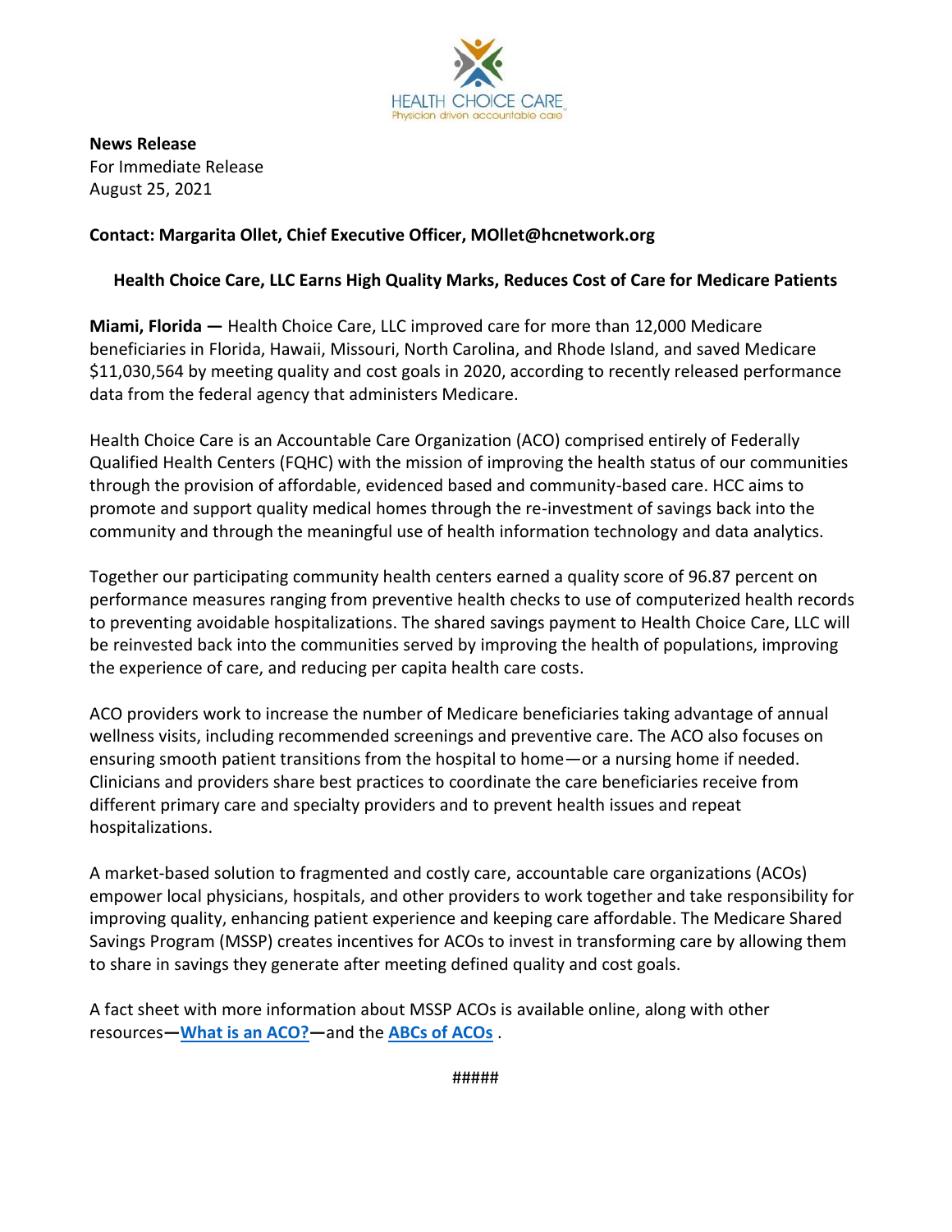HEALTH CHOICE CARE
Physician driven accountable care

**News Release**
For Immediate Release
August 25, 2021

**Contact: Margarita Ollet, Chief Executive Officer, MOllet@hcnetwork.org**

**Health Choice Care, LLC Earns High Quality Marks, Reduces Cost of Care for Medicare Patients**

**Miami, Florida —** Health Choice Care, LLC improved care for more than 12,000 Medicare beneficiaries in Florida, Hawaii, Missouri, North Carolina, and Rhode Island, and saved Medicare $11,030,564 by meeting quality and cost goals in 2020, according to recently released performance data from the federal agency that administers Medicare.

Health Choice Care is an Accountable Care Organization (ACO) comprised entirely of Federally Qualified Health Centers (FQHC) with the mission of improving the health status of our communities through the provision of affordable, evidenced based and community-based care. HCC aims to promote and support quality medical homes through the re-investment of savings back into the community and through the meaningful use of health information technology and data analytics.

Together our participating community health centers earned a quality score of 96.87 percent on performance measures ranging from preventive health checks to use of computerized health records to preventing avoidable hospitalizations. The shared savings payment to Health Choice Care, LLC will be reinvested back into the communities served by improving the health of populations, improving the experience of care, and reducing per capita health care costs.

ACO providers work to increase the number of Medicare beneficiaries taking advantage of annual wellness visits, including recommended screenings and preventive care. The ACO also focuses on ensuring smooth patient transitions from the hospital to home—or a nursing home if needed. Clinicians and providers share best practices to coordinate the care beneficiaries receive from different primary care and specialty providers and to prevent health issues and repeat hospitalizations.

A market-based solution to fragmented and costly care, accountable care organizations (ACOs) empower local physicians, hospitals, and other providers to work together and take responsibility for improving quality, enhancing patient experience and keeping care affordable. The Medicare Shared Savings Program (MSSP) creates incentives for ACOs to invest in transforming care by allowing them to share in savings they generate after meeting defined quality and cost goals.

A fact sheet with more information about MSSP ACOs is available online, along with other resources**—What is an ACO?—**and the **ABCs of ACOs** .

#####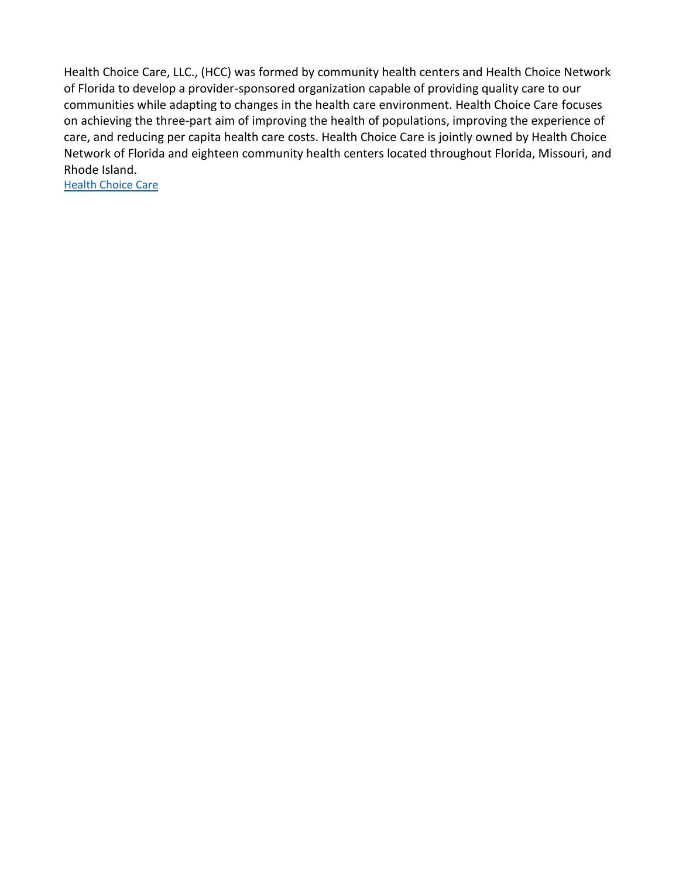Health Choice Care, LLC., (HCC) was formed by community health centers and Health Choice Network of Florida to develop a provider-sponsored organization capable of providing quality care to our communities while adapting to changes in the health care environment. Health Choice Care focuses on achieving the three-part aim of improving the health of populations, improving the experience of care, and reducing per capita health care costs. Health Choice Care is jointly owned by Health Choice Network of Florida and eighteen community health centers located throughout Florida, Missouri, and Rhode Island.
Health Choice Care